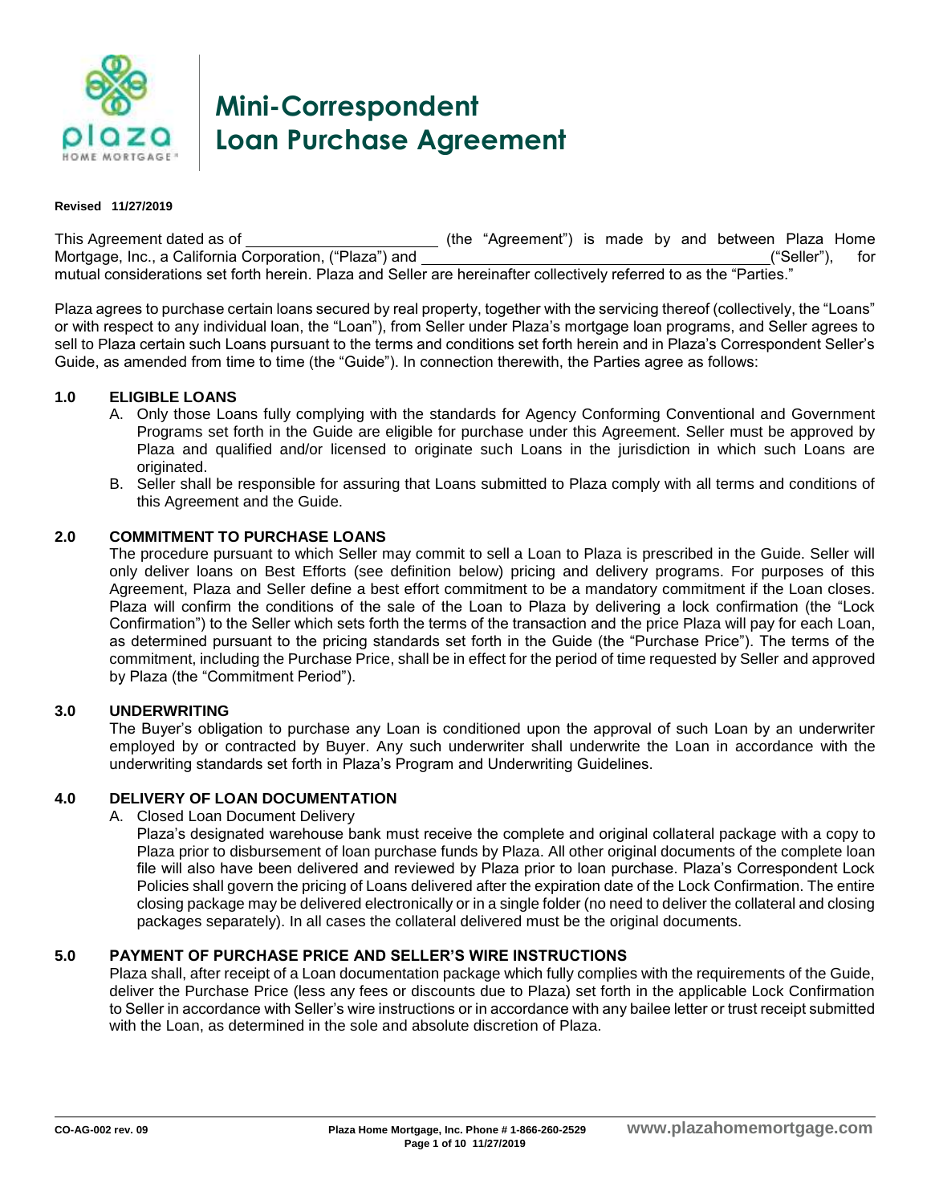# Mini-Correspondent Loan Purchase Agreement

**Revised 11/27/2019**

This Agreement dated as of ______________________ (the "Agreement") is made by and between Plaza Home Mortgage, Inc., a California Corporation, ("Plaza") and ________________________________________("Seller"), for mutual considerations set forth herein. Plaza and Seller are hereinafter collectively referred to as the "Parties."

Plaza agrees to purchase certain loans secured by real property, together with the servicing thereof (collectively, the "Loans" or with respect to any individual loan, the "Loan"), from Seller under Plaza's mortgage loan programs, and Seller agrees to sell to Plaza certain such Loans pursuant to the terms and conditions set forth herein and in Plaza's Correspondent Seller's Guide, as amended from time to time (the "Guide"). In connection therewith, the Parties agree as follows:

## 1.0 ELIGIBLE LOANS

A. Only those Loans fully complying with the standards for Agency Conforming Conventional and Government Programs set forth in the Guide are eligible for purchase under this Agreement. Seller must be approved by Plaza and qualified and/or licensed to originate such Loans in the jurisdiction in which such Loans are originated.

B. Seller shall be responsible for assuring that Loans submitted to Plaza comply with all terms and conditions of this Agreement and the Guide.

## 2.0 COMMITMENT TO PURCHASE LOANS

The procedure pursuant to which Seller may commit to sell a Loan to Plaza is prescribed in the Guide. Seller will only deliver loans on Best Efforts (see definition below) pricing and delivery programs. For purposes of this Agreement, Plaza and Seller define a best effort commitment to be a mandatory commitment if the Loan closes. Plaza will confirm the conditions of the sale of the Loan to Plaza by delivering a lock confirmation (the "Lock Confirmation") to the Seller which sets forth the terms of the transaction and the price Plaza will pay for each Loan, as determined pursuant to the pricing standards set forth in the Guide (the "Purchase Price"). The terms of the commitment, including the Purchase Price, shall be in effect for the period of time requested by Seller and approved by Plaza (the "Commitment Period").

## 3.0 UNDERWRITING

The Buyer's obligation to purchase any Loan is conditioned upon the approval of such Loan by an underwriter employed by or contracted by Buyer. Any such underwriter shall underwrite the Loan in accordance with the underwriting standards set forth in Plaza's Program and Underwriting Guidelines.

## 4.0 DELIVERY OF LOAN DOCUMENTATION

A. Closed Loan Document Delivery

Plaza's designated warehouse bank must receive the complete and original collateral package with a copy to Plaza prior to disbursement of loan purchase funds by Plaza. All other original documents of the complete loan file will also have been delivered and reviewed by Plaza prior to loan purchase. Plaza's Correspondent Lock Policies shall govern the pricing of Loans delivered after the expiration date of the Lock Confirmation. The entire closing package may be delivered electronically or in a single folder (no need to deliver the collateral and closing packages separately). In all cases the collateral delivered must be the original documents.

## 5.0 PAYMENT OF PURCHASE PRICE AND SELLER'S WIRE INSTRUCTIONS

Plaza shall, after receipt of a Loan documentation package which fully complies with the requirements of the Guide, deliver the Purchase Price (less any fees or discounts due to Plaza) set forth in the applicable Lock Confirmation to Seller in accordance with Seller's wire instructions or in accordance with any bailee letter or trust receipt submitted with the Loan, as determined in the sole and absolute discretion of Plaza.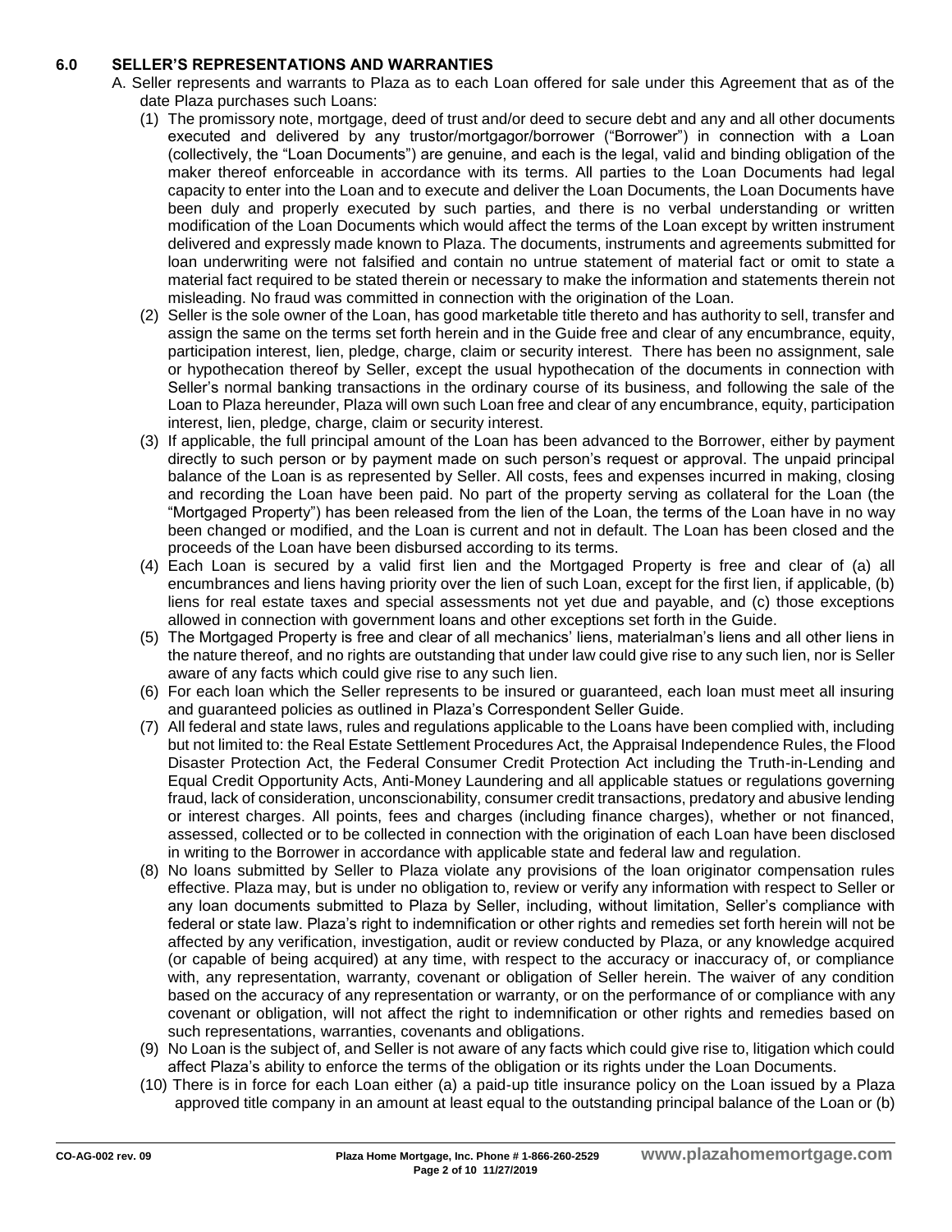### 6.0 SELLER'S REPRESENTATIONS AND WARRANTIES

A. Seller represents and warrants to Plaza as to each Loan offered for sale under this Agreement that as of the date Plaza purchases such Loans:

(1) The promissory note, mortgage, deed of trust and/or deed to secure debt and any and all other documents executed and delivered by any trustor/mortgagor/borrower ("Borrower") in connection with a Loan (collectively, the "Loan Documents") are genuine, and each is the legal, valid and binding obligation of the maker thereof enforceable in accordance with its terms. All parties to the Loan Documents had legal capacity to enter into the Loan and to execute and deliver the Loan Documents, the Loan Documents have been duly and properly executed by such parties, and there is no verbal understanding or written modification of the Loan Documents which would affect the terms of the Loan except by written instrument delivered and expressly made known to Plaza. The documents, instruments and agreements submitted for loan underwriting were not falsified and contain no untrue statement of material fact or omit to state a material fact required to be stated therein or necessary to make the information and statements therein not misleading. No fraud was committed in connection with the origination of the Loan.

(2) Seller is the sole owner of the Loan, has good marketable title thereto and has authority to sell, transfer and assign the same on the terms set forth herein and in the Guide free and clear of any encumbrance, equity, participation interest, lien, pledge, charge, claim or security interest. There has been no assignment, sale or hypothecation thereof by Seller, except the usual hypothecation of the documents in connection with Seller's normal banking transactions in the ordinary course of its business, and following the sale of the Loan to Plaza hereunder, Plaza will own such Loan free and clear of any encumbrance, equity, participation interest, lien, pledge, charge, claim or security interest.

(3) If applicable, the full principal amount of the Loan has been advanced to the Borrower, either by payment directly to such person or by payment made on such person's request or approval. The unpaid principal balance of the Loan is as represented by Seller. All costs, fees and expenses incurred in making, closing and recording the Loan have been paid. No part of the property serving as collateral for the Loan (the "Mortgaged Property") has been released from the lien of the Loan, the terms of the Loan have in no way been changed or modified, and the Loan is current and not in default. The Loan has been closed and the proceeds of the Loan have been disbursed according to its terms.

(4) Each Loan is secured by a valid first lien and the Mortgaged Property is free and clear of (a) all encumbrances and liens having priority over the lien of such Loan, except for the first lien, if applicable, (b) liens for real estate taxes and special assessments not yet due and payable, and (c) those exceptions allowed in connection with government loans and other exceptions set forth in the Guide.

(5) The Mortgaged Property is free and clear of all mechanics' liens, materialman's liens and all other liens in the nature thereof, and no rights are outstanding that under law could give rise to any such lien, nor is Seller aware of any facts which could give rise to any such lien.

(6) For each loan which the Seller represents to be insured or guaranteed, each loan must meet all insuring and guaranteed policies as outlined in Plaza's Correspondent Seller Guide.

(7) All federal and state laws, rules and regulations applicable to the Loans have been complied with, including but not limited to: the Real Estate Settlement Procedures Act, the Appraisal Independence Rules, the Flood Disaster Protection Act, the Federal Consumer Credit Protection Act including the Truth-in-Lending and Equal Credit Opportunity Acts, Anti-Money Laundering and all applicable statues or regulations governing fraud, lack of consideration, unconscionability, consumer credit transactions, predatory and abusive lending or interest charges. All points, fees and charges (including finance charges), whether or not financed, assessed, collected or to be collected in connection with the origination of each Loan have been disclosed in writing to the Borrower in accordance with applicable state and federal law and regulation.

(8) No loans submitted by Seller to Plaza violate any provisions of the loan originator compensation rules effective. Plaza may, but is under no obligation to, review or verify any information with respect to Seller or any loan documents submitted to Plaza by Seller, including, without limitation, Seller's compliance with federal or state law. Plaza's right to indemnification or other rights and remedies set forth herein will not be affected by any verification, investigation, audit or review conducted by Plaza, or any knowledge acquired (or capable of being acquired) at any time, with respect to the accuracy or inaccuracy of, or compliance with, any representation, warranty, covenant or obligation of Seller herein. The waiver of any condition based on the accuracy of any representation or warranty, or on the performance of or compliance with any covenant or obligation, will not affect the right to indemnification or other rights and remedies based on such representations, warranties, covenants and obligations.

(9) No Loan is the subject of, and Seller is not aware of any facts which could give rise to, litigation which could affect Plaza's ability to enforce the terms of the obligation or its rights under the Loan Documents.

(10) There is in force for each Loan either (a) a paid-up title insurance policy on the Loan issued by a Plaza approved title company in an amount at least equal to the outstanding principal balance of the Loan or (b)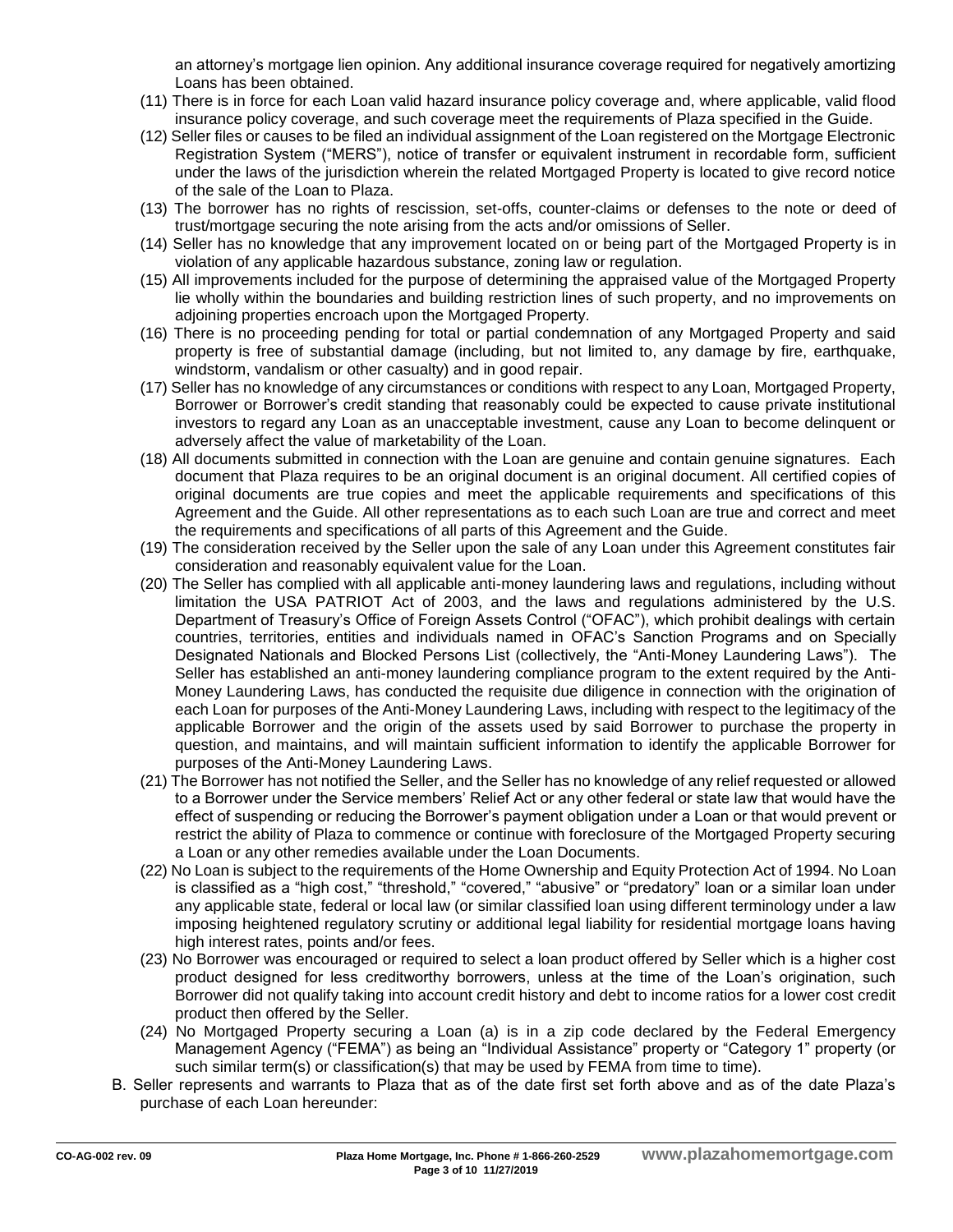an attorney's mortgage lien opinion. Any additional insurance coverage required for negatively amortizing Loans has been obtained.

(11) There is in force for each Loan valid hazard insurance policy coverage and, where applicable, valid flood insurance policy coverage, and such coverage meet the requirements of Plaza specified in the Guide.

(12) Seller files or causes to be filed an individual assignment of the Loan registered on the Mortgage Electronic Registration System ("MERS"), notice of transfer or equivalent instrument in recordable form, sufficient under the laws of the jurisdiction wherein the related Mortgaged Property is located to give record notice of the sale of the Loan to Plaza.

(13) The borrower has no rights of rescission, set-offs, counter-claims or defenses to the note or deed of trust/mortgage securing the note arising from the acts and/or omissions of Seller.

(14) Seller has no knowledge that any improvement located on or being part of the Mortgaged Property is in violation of any applicable hazardous substance, zoning law or regulation.

(15) All improvements included for the purpose of determining the appraised value of the Mortgaged Property lie wholly within the boundaries and building restriction lines of such property, and no improvements on adjoining properties encroach upon the Mortgaged Property.

(16) There is no proceeding pending for total or partial condemnation of any Mortgaged Property and said property is free of substantial damage (including, but not limited to, any damage by fire, earthquake, windstorm, vandalism or other casualty) and in good repair.

(17) Seller has no knowledge of any circumstances or conditions with respect to any Loan, Mortgaged Property, Borrower or Borrower's credit standing that reasonably could be expected to cause private institutional investors to regard any Loan as an unacceptable investment, cause any Loan to become delinquent or adversely affect the value of marketability of the Loan.

(18) All documents submitted in connection with the Loan are genuine and contain genuine signatures. Each document that Plaza requires to be an original document is an original document. All certified copies of original documents are true copies and meet the applicable requirements and specifications of this Agreement and the Guide. All other representations as to each such Loan are true and correct and meet the requirements and specifications of all parts of this Agreement and the Guide.

(19) The consideration received by the Seller upon the sale of any Loan under this Agreement constitutes fair consideration and reasonably equivalent value for the Loan.

(20) The Seller has complied with all applicable anti-money laundering laws and regulations, including without limitation the USA PATRIOT Act of 2003, and the laws and regulations administered by the U.S. Department of Treasury's Office of Foreign Assets Control ("OFAC"), which prohibit dealings with certain countries, territories, entities and individuals named in OFAC's Sanction Programs and on Specially Designated Nationals and Blocked Persons List (collectively, the "Anti-Money Laundering Laws"). The Seller has established an anti-money laundering compliance program to the extent required by the Anti-Money Laundering Laws, has conducted the requisite due diligence in connection with the origination of each Loan for purposes of the Anti-Money Laundering Laws, including with respect to the legitimacy of the applicable Borrower and the origin of the assets used by said Borrower to purchase the property in question, and maintains, and will maintain sufficient information to identify the applicable Borrower for purposes of the Anti-Money Laundering Laws.

(21) The Borrower has not notified the Seller, and the Seller has no knowledge of any relief requested or allowed to a Borrower under the Service members' Relief Act or any other federal or state law that would have the effect of suspending or reducing the Borrower's payment obligation under a Loan or that would prevent or restrict the ability of Plaza to commence or continue with foreclosure of the Mortgaged Property securing a Loan or any other remedies available under the Loan Documents.

(22) No Loan is subject to the requirements of the Home Ownership and Equity Protection Act of 1994. No Loan is classified as a "high cost," "threshold," "covered," "abusive" or "predatory" loan or a similar loan under any applicable state, federal or local law (or similar classified loan using different terminology under a law imposing heightened regulatory scrutiny or additional legal liability for residential mortgage loans having high interest rates, points and/or fees.

(23) No Borrower was encouraged or required to select a loan product offered by Seller which is a higher cost product designed for less creditworthy borrowers, unless at the time of the Loan's origination, such Borrower did not qualify taking into account credit history and debt to income ratios for a lower cost credit product then offered by the Seller.

(24) No Mortgaged Property securing a Loan (a) is in a zip code declared by the Federal Emergency Management Agency ("FEMA") as being an "Individual Assistance" property or "Category 1" property (or such similar term(s) or classification(s) that may be used by FEMA from time to time).

B. Seller represents and warrants to Plaza that as of the date first set forth above and as of the date Plaza's purchase of each Loan hereunder: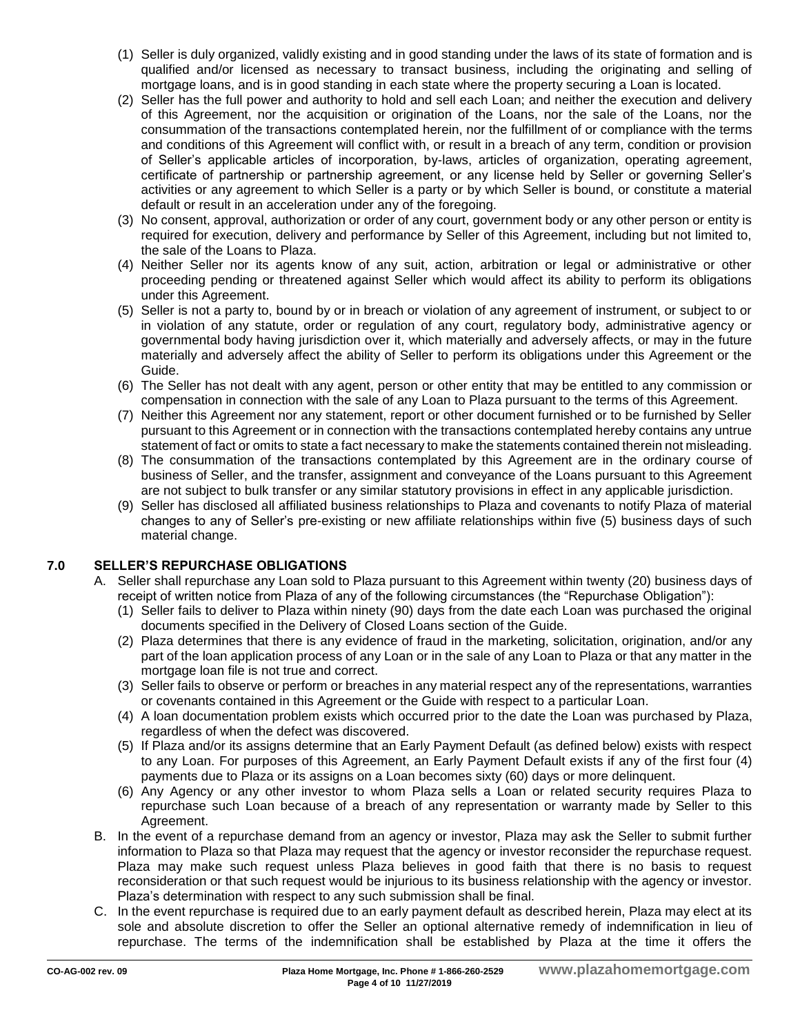(1) Seller is duly organized, validly existing and in good standing under the laws of its state of formation and is qualified and/or licensed as necessary to transact business, including the originating and selling of mortgage loans, and is in good standing in each state where the property securing a Loan is located.

(2) Seller has the full power and authority to hold and sell each Loan; and neither the execution and delivery of this Agreement, nor the acquisition or origination of the Loans, nor the sale of the Loans, nor the consummation of the transactions contemplated herein, nor the fulfillment of or compliance with the terms and conditions of this Agreement will conflict with, or result in a breach of any term, condition or provision of Seller's applicable articles of incorporation, by-laws, articles of organization, operating agreement, certificate of partnership or partnership agreement, or any license held by Seller or governing Seller's activities or any agreement to which Seller is a party or by which Seller is bound, or constitute a material default or result in an acceleration under any of the foregoing.

(3) No consent, approval, authorization or order of any court, government body or any other person or entity is required for execution, delivery and performance by Seller of this Agreement, including but not limited to, the sale of the Loans to Plaza.

(4) Neither Seller nor its agents know of any suit, action, arbitration or legal or administrative or other proceeding pending or threatened against Seller which would affect its ability to perform its obligations under this Agreement.

(5) Seller is not a party to, bound by or in breach or violation of any agreement of instrument, or subject to or in violation of any statute, order or regulation of any court, regulatory body, administrative agency or governmental body having jurisdiction over it, which materially and adversely affects, or may in the future materially and adversely affect the ability of Seller to perform its obligations under this Agreement or the Guide.

(6) The Seller has not dealt with any agent, person or other entity that may be entitled to any commission or compensation in connection with the sale of any Loan to Plaza pursuant to the terms of this Agreement.

(7) Neither this Agreement nor any statement, report or other document furnished or to be furnished by Seller pursuant to this Agreement or in connection with the transactions contemplated hereby contains any untrue statement of fact or omits to state a fact necessary to make the statements contained therein not misleading.

(8) The consummation of the transactions contemplated by this Agreement are in the ordinary course of business of Seller, and the transfer, assignment and conveyance of the Loans pursuant to this Agreement are not subject to bulk transfer or any similar statutory provisions in effect in any applicable jurisdiction.

(9) Seller has disclosed all affiliated business relationships to Plaza and covenants to notify Plaza of material changes to any of Seller's pre-existing or new affiliate relationships within five (5) business days of such material change.

## 7.0 SELLER'S REPURCHASE OBLIGATIONS

A. Seller shall repurchase any Loan sold to Plaza pursuant to this Agreement within twenty (20) business days of receipt of written notice from Plaza of any of the following circumstances (the "Repurchase Obligation"):

(1) Seller fails to deliver to Plaza within ninety (90) days from the date each Loan was purchased the original documents specified in the Delivery of Closed Loans section of the Guide.

(2) Plaza determines that there is any evidence of fraud in the marketing, solicitation, origination, and/or any part of the loan application process of any Loan or in the sale of any Loan to Plaza or that any matter in the mortgage loan file is not true and correct.

(3) Seller fails to observe or perform or breaches in any material respect any of the representations, warranties or covenants contained in this Agreement or the Guide with respect to a particular Loan.

(4) A loan documentation problem exists which occurred prior to the date the Loan was purchased by Plaza, regardless of when the defect was discovered.

(5) If Plaza and/or its assigns determine that an Early Payment Default (as defined below) exists with respect to any Loan. For purposes of this Agreement, an Early Payment Default exists if any of the first four (4) payments due to Plaza or its assigns on a Loan becomes sixty (60) days or more delinquent.

(6) Any Agency or any other investor to whom Plaza sells a Loan or related security requires Plaza to repurchase such Loan because of a breach of any representation or warranty made by Seller to this Agreement.

B. In the event of a repurchase demand from an agency or investor, Plaza may ask the Seller to submit further information to Plaza so that Plaza may request that the agency or investor reconsider the repurchase request. Plaza may make such request unless Plaza believes in good faith that there is no basis to request reconsideration or that such request would be injurious to its business relationship with the agency or investor. Plaza's determination with respect to any such submission shall be final.

C. In the event repurchase is required due to an early payment default as described herein, Plaza may elect at its sole and absolute discretion to offer the Seller an optional alternative remedy of indemnification in lieu of repurchase. The terms of the indemnification shall be established by Plaza at the time it offers the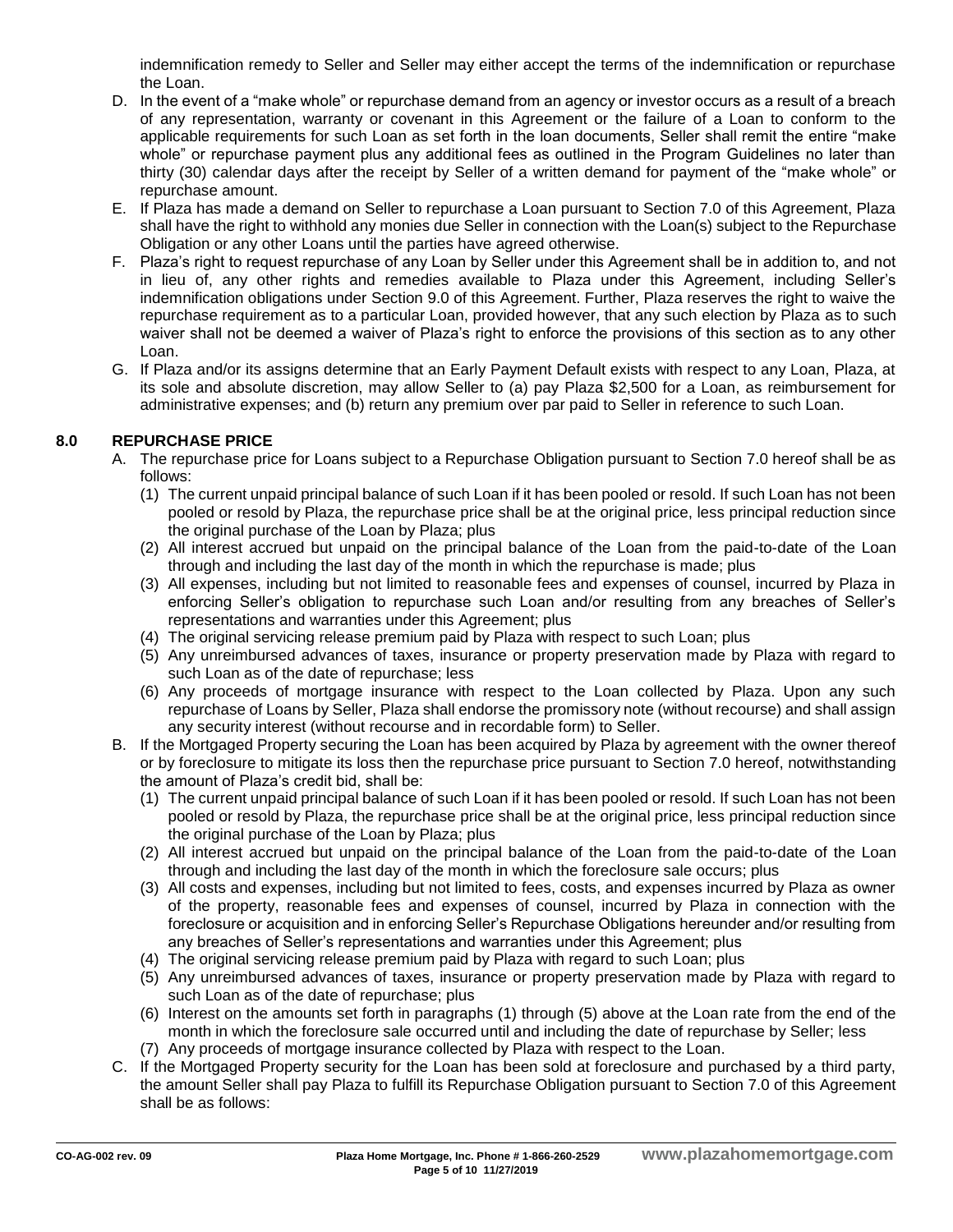indemnification remedy to Seller and Seller may either accept the terms of the indemnification or repurchase the Loan.

D. In the event of a "make whole" or repurchase demand from an agency or investor occurs as a result of a breach of any representation, warranty or covenant in this Agreement or the failure of a Loan to conform to the applicable requirements for such Loan as set forth in the loan documents, Seller shall remit the entire "make whole" or repurchase payment plus any additional fees as outlined in the Program Guidelines no later than thirty (30) calendar days after the receipt by Seller of a written demand for payment of the "make whole" or repurchase amount.

E. If Plaza has made a demand on Seller to repurchase a Loan pursuant to Section 7.0 of this Agreement, Plaza shall have the right to withhold any monies due Seller in connection with the Loan(s) subject to the Repurchase Obligation or any other Loans until the parties have agreed otherwise.

F. Plaza's right to request repurchase of any Loan by Seller under this Agreement shall be in addition to, and not in lieu of, any other rights and remedies available to Plaza under this Agreement, including Seller's indemnification obligations under Section 9.0 of this Agreement. Further, Plaza reserves the right to waive the repurchase requirement as to a particular Loan, provided however, that any such election by Plaza as to such waiver shall not be deemed a waiver of Plaza's right to enforce the provisions of this section as to any other Loan.

G. If Plaza and/or its assigns determine that an Early Payment Default exists with respect to any Loan, Plaza, at its sole and absolute discretion, may allow Seller to (a) pay Plaza $2,500 for a Loan, as reimbursement for administrative expenses; and (b) return any premium over par paid to Seller in reference to such Loan.

## 8.0 REPURCHASE PRICE

A. The repurchase price for Loans subject to a Repurchase Obligation pursuant to Section 7.0 hereof shall be as follows:

(1) The current unpaid principal balance of such Loan if it has been pooled or resold. If such Loan has not been pooled or resold by Plaza, the repurchase price shall be at the original price, less principal reduction since the original purchase of the Loan by Plaza; plus

(2) All interest accrued but unpaid on the principal balance of the Loan from the paid-to-date of the Loan through and including the last day of the month in which the repurchase is made; plus

(3) All expenses, including but not limited to reasonable fees and expenses of counsel, incurred by Plaza in enforcing Seller's obligation to repurchase such Loan and/or resulting from any breaches of Seller's representations and warranties under this Agreement; plus

(4) The original servicing release premium paid by Plaza with respect to such Loan; plus

(5) Any unreimbursed advances of taxes, insurance or property preservation made by Plaza with regard to such Loan as of the date of repurchase; less

(6) Any proceeds of mortgage insurance with respect to the Loan collected by Plaza. Upon any such repurchase of Loans by Seller, Plaza shall endorse the promissory note (without recourse) and shall assign any security interest (without recourse and in recordable form) to Seller.

B. If the Mortgaged Property securing the Loan has been acquired by Plaza by agreement with the owner thereof or by foreclosure to mitigate its loss then the repurchase price pursuant to Section 7.0 hereof, notwithstanding the amount of Plaza's credit bid, shall be:

(1) The current unpaid principal balance of such Loan if it has been pooled or resold. If such Loan has not been pooled or resold by Plaza, the repurchase price shall be at the original price, less principal reduction since the original purchase of the Loan by Plaza; plus

(2) All interest accrued but unpaid on the principal balance of the Loan from the paid-to-date of the Loan through and including the last day of the month in which the foreclosure sale occurs; plus

(3) All costs and expenses, including but not limited to fees, costs, and expenses incurred by Plaza as owner of the property, reasonable fees and expenses of counsel, incurred by Plaza in connection with the foreclosure or acquisition and in enforcing Seller's Repurchase Obligations hereunder and/or resulting from any breaches of Seller's representations and warranties under this Agreement; plus

(4) The original servicing release premium paid by Plaza with regard to such Loan; plus

(5) Any unreimbursed advances of taxes, insurance or property preservation made by Plaza with regard to such Loan as of the date of repurchase; plus

(6) Interest on the amounts set forth in paragraphs (1) through (5) above at the Loan rate from the end of the month in which the foreclosure sale occurred until and including the date of repurchase by Seller; less

(7) Any proceeds of mortgage insurance collected by Plaza with respect to the Loan.

C. If the Mortgaged Property security for the Loan has been sold at foreclosure and purchased by a third party, the amount Seller shall pay Plaza to fulfill its Repurchase Obligation pursuant to Section 7.0 of this Agreement shall be as follows: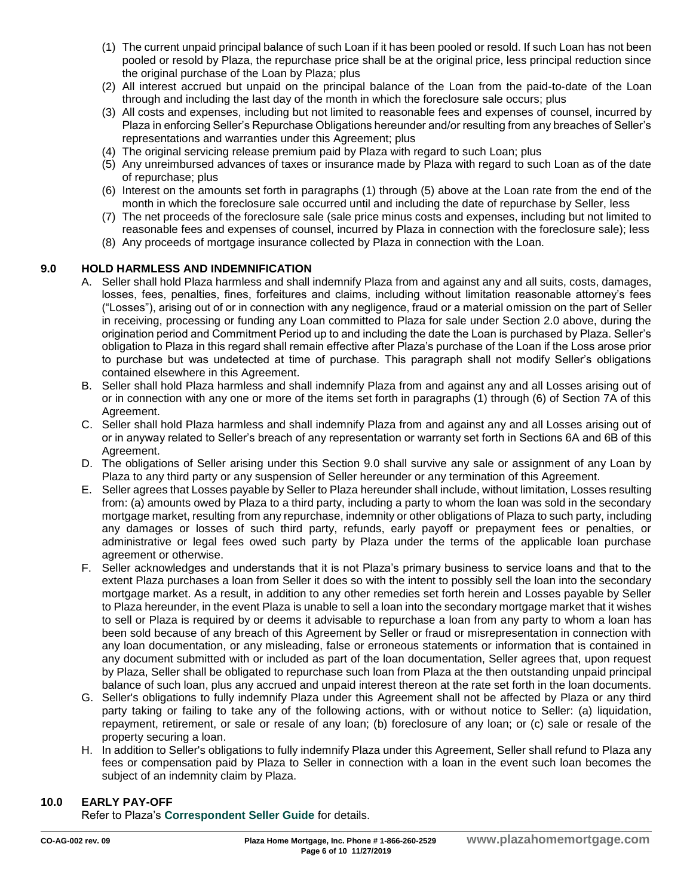(1) The current unpaid principal balance of such Loan if it has been pooled or resold. If such Loan has not been pooled or resold by Plaza, the repurchase price shall be at the original price, less principal reduction since the original purchase of the Loan by Plaza; plus

(2) All interest accrued but unpaid on the principal balance of the Loan from the paid-to-date of the Loan through and including the last day of the month in which the foreclosure sale occurs; plus

(3) All costs and expenses, including but not limited to reasonable fees and expenses of counsel, incurred by Plaza in enforcing Seller's Repurchase Obligations hereunder and/or resulting from any breaches of Seller's representations and warranties under this Agreement; plus

(4) The original servicing release premium paid by Plaza with regard to such Loan; plus

(5) Any unreimbursed advances of taxes or insurance made by Plaza with regard to such Loan as of the date of repurchase; plus

(6) Interest on the amounts set forth in paragraphs (1) through (5) above at the Loan rate from the end of the month in which the foreclosure sale occurred until and including the date of repurchase by Seller, less

(7) The net proceeds of the foreclosure sale (sale price minus costs and expenses, including but not limited to reasonable fees and expenses of counsel, incurred by Plaza in connection with the foreclosure sale); less

(8) Any proceeds of mortgage insurance collected by Plaza in connection with the Loan.

## 9.0 HOLD HARMLESS AND INDEMNIFICATION

A. Seller shall hold Plaza harmless and shall indemnify Plaza from and against any and all suits, costs, damages, losses, fees, penalties, fines, forfeitures and claims, including without limitation reasonable attorney's fees ("Losses"), arising out of or in connection with any negligence, fraud or a material omission on the part of Seller in receiving, processing or funding any Loan committed to Plaza for sale under Section 2.0 above, during the origination period and Commitment Period up to and including the date the Loan is purchased by Plaza. Seller's obligation to Plaza in this regard shall remain effective after Plaza's purchase of the Loan if the Loss arose prior to purchase but was undetected at time of purchase. This paragraph shall not modify Seller's obligations contained elsewhere in this Agreement.

B. Seller shall hold Plaza harmless and shall indemnify Plaza from and against any and all Losses arising out of or in connection with any one or more of the items set forth in paragraphs (1) through (6) of Section 7A of this Agreement.

C. Seller shall hold Plaza harmless and shall indemnify Plaza from and against any and all Losses arising out of or in anyway related to Seller's breach of any representation or warranty set forth in Sections 6A and 6B of this Agreement.

D. The obligations of Seller arising under this Section 9.0 shall survive any sale or assignment of any Loan by Plaza to any third party or any suspension of Seller hereunder or any termination of this Agreement.

E. Seller agrees that Losses payable by Seller to Plaza hereunder shall include, without limitation, Losses resulting from: (a) amounts owed by Plaza to a third party, including a party to whom the loan was sold in the secondary mortgage market, resulting from any repurchase, indemnity or other obligations of Plaza to such party, including any damages or losses of such third party, refunds, early payoff or prepayment fees or penalties, or administrative or legal fees owed such party by Plaza under the terms of the applicable loan purchase agreement or otherwise.

F. Seller acknowledges and understands that it is not Plaza's primary business to service loans and that to the extent Plaza purchases a loan from Seller it does so with the intent to possibly sell the loan into the secondary mortgage market. As a result, in addition to any other remedies set forth herein and Losses payable by Seller to Plaza hereunder, in the event Plaza is unable to sell a loan into the secondary mortgage market that it wishes to sell or Plaza is required by or deems it advisable to repurchase a loan from any party to whom a loan has been sold because of any breach of this Agreement by Seller or fraud or misrepresentation in connection with any loan documentation, or any misleading, false or erroneous statements or information that is contained in any document submitted with or included as part of the loan documentation, Seller agrees that, upon request by Plaza, Seller shall be obligated to repurchase such loan from Plaza at the then outstanding unpaid principal balance of such loan, plus any accrued and unpaid interest thereon at the rate set forth in the loan documents.

G. Seller's obligations to fully indemnify Plaza under this Agreement shall not be affected by Plaza or any third party taking or failing to take any of the following actions, with or without notice to Seller: (a) liquidation, repayment, retirement, or sale or resale of any loan; (b) foreclosure of any loan; or (c) sale or resale of the property securing a loan.

H. In addition to Seller's obligations to fully indemnify Plaza under this Agreement, Seller shall refund to Plaza any fees or compensation paid by Plaza to Seller in connection with a loan in the event such loan becomes the subject of an indemnity claim by Plaza.

## 10.0 EARLY PAY-OFF

Refer to Plaza's **Correspondent Seller Guide** for details.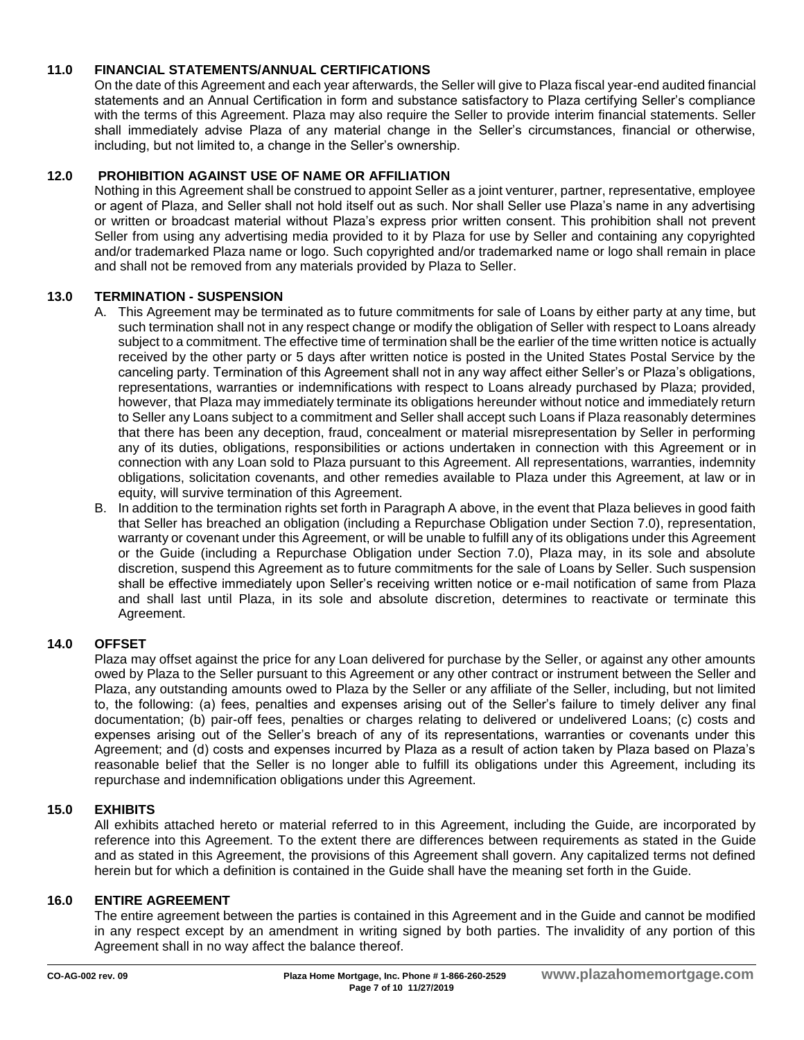## 11.0 FINANCIAL STATEMENTS/ANNUAL CERTIFICATIONS

On the date of this Agreement and each year afterwards, the Seller will give to Plaza fiscal year-end audited financial statements and an Annual Certification in form and substance satisfactory to Plaza certifying Seller's compliance with the terms of this Agreement. Plaza may also require the Seller to provide interim financial statements. Seller shall immediately advise Plaza of any material change in the Seller's circumstances, financial or otherwise, including, but not limited to, a change in the Seller's ownership.

## 12.0 PROHIBITION AGAINST USE OF NAME OR AFFILIATION

Nothing in this Agreement shall be construed to appoint Seller as a joint venturer, partner, representative, employee or agent of Plaza, and Seller shall not hold itself out as such. Nor shall Seller use Plaza's name in any advertising or written or broadcast material without Plaza's express prior written consent. This prohibition shall not prevent Seller from using any advertising media provided to it by Plaza for use by Seller and containing any copyrighted and/or trademarked Plaza name or logo. Such copyrighted and/or trademarked name or logo shall remain in place and shall not be removed from any materials provided by Plaza to Seller.

## 13.0 TERMINATION - SUSPENSION

A. This Agreement may be terminated as to future commitments for sale of Loans by either party at any time, but such termination shall not in any respect change or modify the obligation of Seller with respect to Loans already subject to a commitment. The effective time of termination shall be the earlier of the time written notice is actually received by the other party or 5 days after written notice is posted in the United States Postal Service by the canceling party. Termination of this Agreement shall not in any way affect either Seller's or Plaza's obligations, representations, warranties or indemnifications with respect to Loans already purchased by Plaza; provided, however, that Plaza may immediately terminate its obligations hereunder without notice and immediately return to Seller any Loans subject to a commitment and Seller shall accept such Loans if Plaza reasonably determines that there has been any deception, fraud, concealment or material misrepresentation by Seller in performing any of its duties, obligations, responsibilities or actions undertaken in connection with this Agreement or in connection with any Loan sold to Plaza pursuant to this Agreement. All representations, warranties, indemnity obligations, solicitation covenants, and other remedies available to Plaza under this Agreement, at law or in equity, will survive termination of this Agreement.

B. In addition to the termination rights set forth in Paragraph A above, in the event that Plaza believes in good faith that Seller has breached an obligation (including a Repurchase Obligation under Section 7.0), representation, warranty or covenant under this Agreement, or will be unable to fulfill any of its obligations under this Agreement or the Guide (including a Repurchase Obligation under Section 7.0), Plaza may, in its sole and absolute discretion, suspend this Agreement as to future commitments for the sale of Loans by Seller. Such suspension shall be effective immediately upon Seller's receiving written notice or e-mail notification of same from Plaza and shall last until Plaza, in its sole and absolute discretion, determines to reactivate or terminate this Agreement.

## 14.0 OFFSET

Plaza may offset against the price for any Loan delivered for purchase by the Seller, or against any other amounts owed by Plaza to the Seller pursuant to this Agreement or any other contract or instrument between the Seller and Plaza, any outstanding amounts owed to Plaza by the Seller or any affiliate of the Seller, including, but not limited to, the following: (a) fees, penalties and expenses arising out of the Seller's failure to timely deliver any final documentation; (b) pair-off fees, penalties or charges relating to delivered or undelivered Loans; (c) costs and expenses arising out of the Seller's breach of any of its representations, warranties or covenants under this Agreement; and (d) costs and expenses incurred by Plaza as a result of action taken by Plaza based on Plaza's reasonable belief that the Seller is no longer able to fulfill its obligations under this Agreement, including its repurchase and indemnification obligations under this Agreement.

## 15.0 EXHIBITS

All exhibits attached hereto or material referred to in this Agreement, including the Guide, are incorporated by reference into this Agreement. To the extent there are differences between requirements as stated in the Guide and as stated in this Agreement, the provisions of this Agreement shall govern. Any capitalized terms not defined herein but for which a definition is contained in the Guide shall have the meaning set forth in the Guide.

## 16.0 ENTIRE AGREEMENT

The entire agreement between the parties is contained in this Agreement and in the Guide and cannot be modified in any respect except by an amendment in writing signed by both parties. The invalidity of any portion of this Agreement shall in no way affect the balance thereof.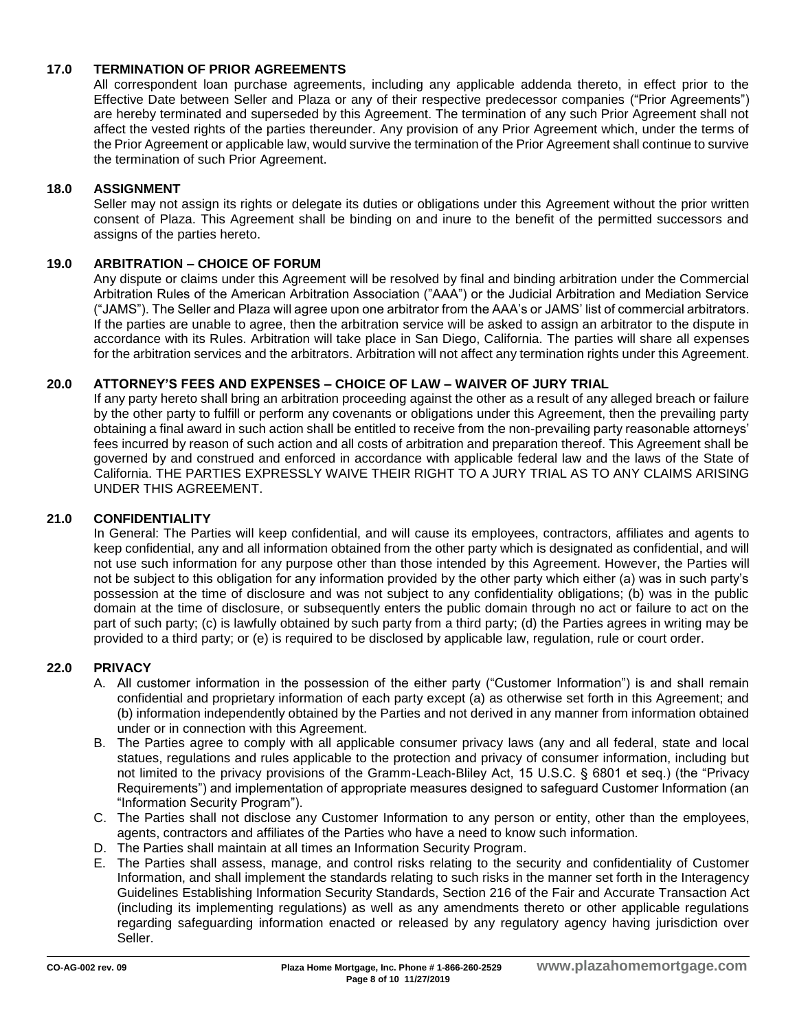## 17.0 TERMINATION OF PRIOR AGREEMENTS

All correspondent loan purchase agreements, including any applicable addenda thereto, in effect prior to the Effective Date between Seller and Plaza or any of their respective predecessor companies ("Prior Agreements") are hereby terminated and superseded by this Agreement. The termination of any such Prior Agreement shall not affect the vested rights of the parties thereunder. Any provision of any Prior Agreement which, under the terms of the Prior Agreement or applicable law, would survive the termination of the Prior Agreement shall continue to survive the termination of such Prior Agreement.

## 18.0 ASSIGNMENT

Seller may not assign its rights or delegate its duties or obligations under this Agreement without the prior written consent of Plaza. This Agreement shall be binding on and inure to the benefit of the permitted successors and assigns of the parties hereto.

## 19.0 ARBITRATION – CHOICE OF FORUM

Any dispute or claims under this Agreement will be resolved by final and binding arbitration under the Commercial Arbitration Rules of the American Arbitration Association ("AAA") or the Judicial Arbitration and Mediation Service ("JAMS"). The Seller and Plaza will agree upon one arbitrator from the AAA's or JAMS' list of commercial arbitrators. If the parties are unable to agree, then the arbitration service will be asked to assign an arbitrator to the dispute in accordance with its Rules. Arbitration will take place in San Diego, California. The parties will share all expenses for the arbitration services and the arbitrators. Arbitration will not affect any termination rights under this Agreement.

## 20.0 ATTORNEY'S FEES AND EXPENSES – CHOICE OF LAW – WAIVER OF JURY TRIAL

If any party hereto shall bring an arbitration proceeding against the other as a result of any alleged breach or failure by the other party to fulfill or perform any covenants or obligations under this Agreement, then the prevailing party obtaining a final award in such action shall be entitled to receive from the non-prevailing party reasonable attorneys' fees incurred by reason of such action and all costs of arbitration and preparation thereof. This Agreement shall be governed by and construed and enforced in accordance with applicable federal law and the laws of the State of California. THE PARTIES EXPRESSLY WAIVE THEIR RIGHT TO A JURY TRIAL AS TO ANY CLAIMS ARISING UNDER THIS AGREEMENT.

## 21.0 CONFIDENTIALITY

In General: The Parties will keep confidential, and will cause its employees, contractors, affiliates and agents to keep confidential, any and all information obtained from the other party which is designated as confidential, and will not use such information for any purpose other than those intended by this Agreement. However, the Parties will not be subject to this obligation for any information provided by the other party which either (a) was in such party's possession at the time of disclosure and was not subject to any confidentiality obligations; (b) was in the public domain at the time of disclosure, or subsequently enters the public domain through no act or failure to act on the part of such party; (c) is lawfully obtained by such party from a third party; (d) the Parties agrees in writing may be provided to a third party; or (e) is required to be disclosed by applicable law, regulation, rule or court order.

## 22.0 PRIVACY

A. All customer information in the possession of the either party ("Customer Information") is and shall remain confidential and proprietary information of each party except (a) as otherwise set forth in this Agreement; and (b) information independently obtained by the Parties and not derived in any manner from information obtained under or in connection with this Agreement.
B. The Parties agree to comply with all applicable consumer privacy laws (any and all federal, state and local statues, regulations and rules applicable to the protection and privacy of consumer information, including but not limited to the privacy provisions of the Gramm-Leach-Bliley Act, 15 U.S.C. § 6801 et seq.) (the "Privacy Requirements") and implementation of appropriate measures designed to safeguard Customer Information (an "Information Security Program").
C. The Parties shall not disclose any Customer Information to any person or entity, other than the employees, agents, contractors and affiliates of the Parties who have a need to know such information.
D. The Parties shall maintain at all times an Information Security Program.
E. The Parties shall assess, manage, and control risks relating to the security and confidentiality of Customer Information, and shall implement the standards relating to such risks in the manner set forth in the Interagency Guidelines Establishing Information Security Standards, Section 216 of the Fair and Accurate Transaction Act (including its implementing regulations) as well as any amendments thereto or other applicable regulations regarding safeguarding information enacted or released by any regulatory agency having jurisdiction over Seller.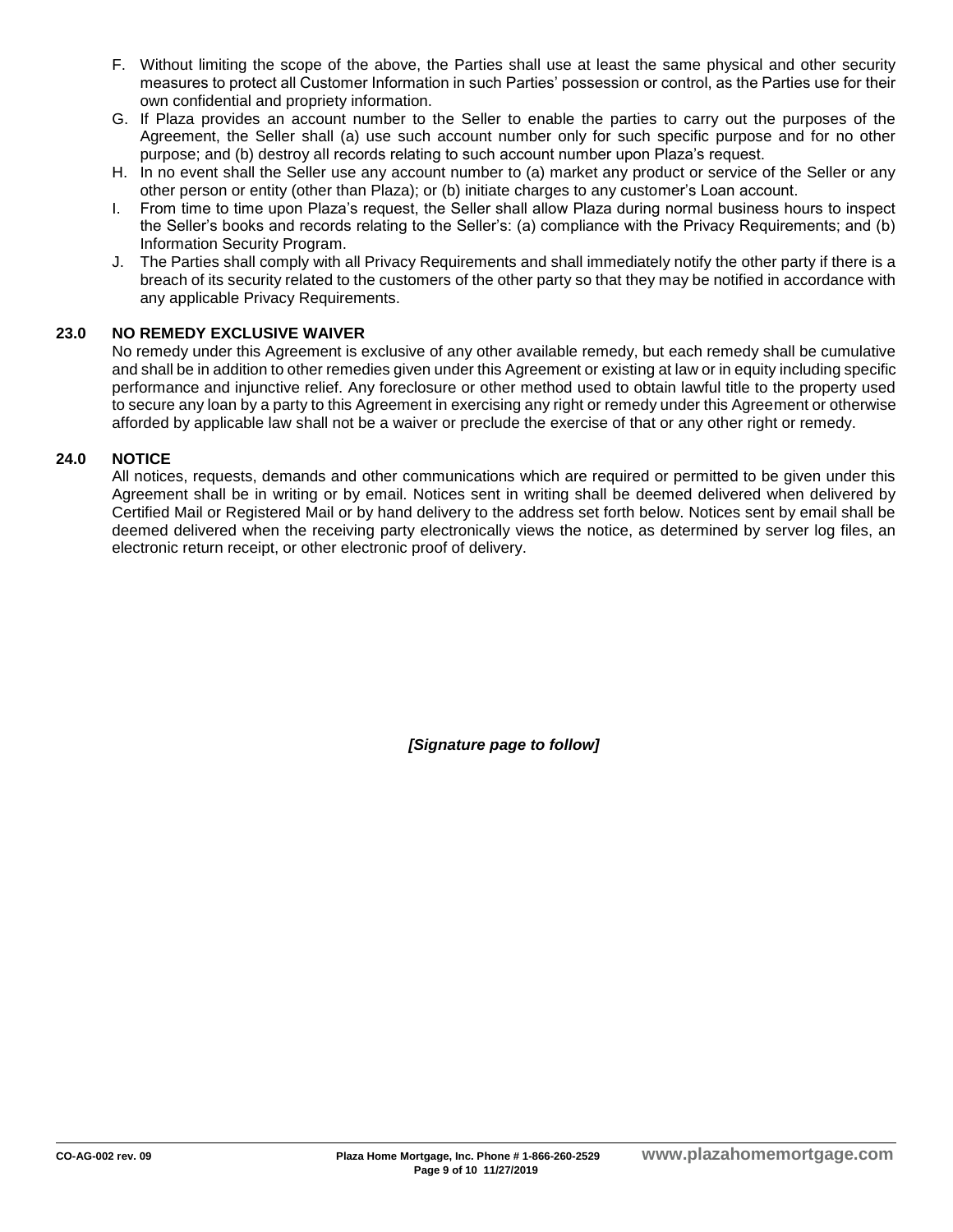F. Without limiting the scope of the above, the Parties shall use at least the same physical and other security measures to protect all Customer Information in such Parties' possession or control, as the Parties use for their own confidential and propriety information.

G. If Plaza provides an account number to the Seller to enable the parties to carry out the purposes of the Agreement, the Seller shall (a) use such account number only for such specific purpose and for no other purpose; and (b) destroy all records relating to such account number upon Plaza's request.

H. In no event shall the Seller use any account number to (a) market any product or service of the Seller or any other person or entity (other than Plaza); or (b) initiate charges to any customer's Loan account.

I. From time to time upon Plaza's request, the Seller shall allow Plaza during normal business hours to inspect the Seller's books and records relating to the Seller's: (a) compliance with the Privacy Requirements; and (b) Information Security Program.

J. The Parties shall comply with all Privacy Requirements and shall immediately notify the other party if there is a breach of its security related to the customers of the other party so that they may be notified in accordance with any applicable Privacy Requirements.

## 23.0 NO REMEDY EXCLUSIVE WAIVER

No remedy under this Agreement is exclusive of any other available remedy, but each remedy shall be cumulative and shall be in addition to other remedies given under this Agreement or existing at law or in equity including specific performance and injunctive relief. Any foreclosure or other method used to obtain lawful title to the property used to secure any loan by a party to this Agreement in exercising any right or remedy under this Agreement or otherwise afforded by applicable law shall not be a waiver or preclude the exercise of that or any other right or remedy.

## 24.0 NOTICE

All notices, requests, demands and other communications which are required or permitted to be given under this Agreement shall be in writing or by email. Notices sent in writing shall be deemed delivered when delivered by Certified Mail or Registered Mail or by hand delivery to the address set forth below. Notices sent by email shall be deemed delivered when the receiving party electronically views the notice, as determined by server log files, an electronic return receipt, or other electronic proof of delivery.

***[Signature page to follow]***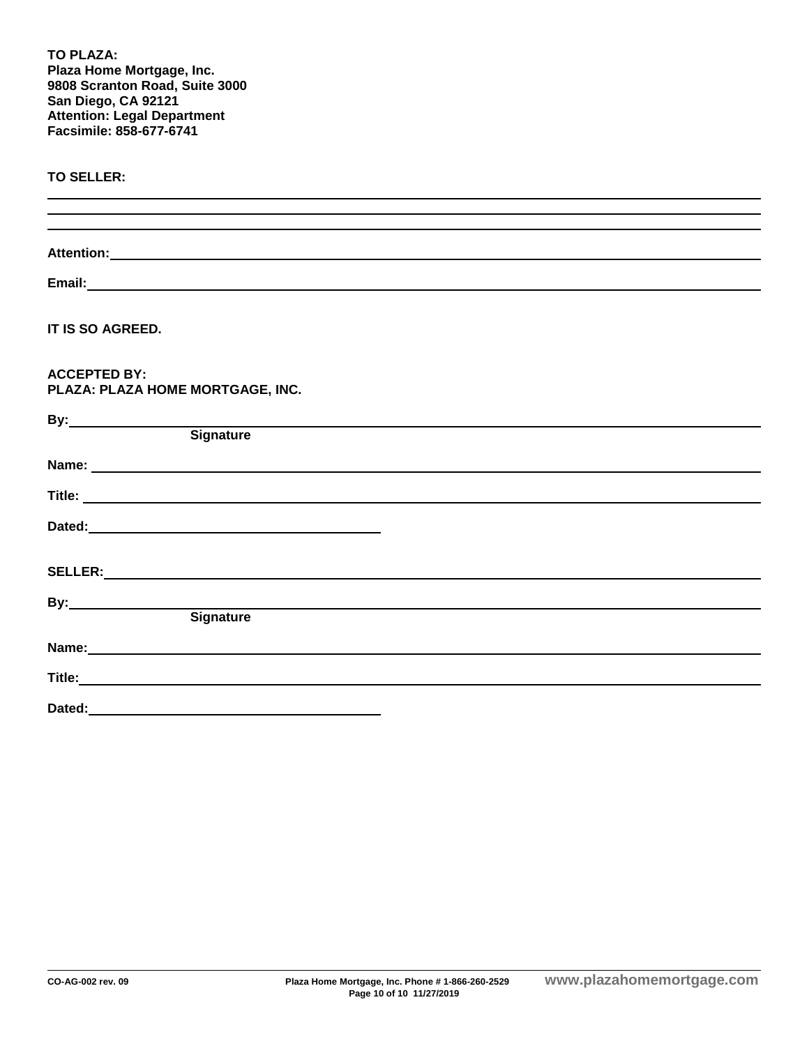**TO PLAZA:**
**Plaza Home Mortgage, Inc.**
**9808 Scranton Road, Suite 3000**
**San Diego, CA 92121**
**Attention: Legal Department**
**Facsimile: 858-677-6741**

**TO SELLER:**

\_\_\_\_\_\_\_\_\_\_\_\_\_\_\_\_\_\_\_\_\_\_\_\_\_\_\_\_\_\_\_\_\_\_\_\_\_\_\_\_

\_\_\_\_\_\_\_\_\_\_\_\_\_\_\_\_\_\_\_\_\_\_\_\_\_\_\_\_\_\_\_\_\_\_\_\_\_\_\_\_

\_\_\_\_\_\_\_\_\_\_\_\_\_\_\_\_\_\_\_\_\_\_\_\_\_\_\_\_\_\_\_\_\_\_\_\_\_\_\_\_

**Attention:** \_\_\_\_\_\_\_\_\_\_\_\_\_\_\_\_\_\_\_\_\_\_\_\_\_\_\_\_\_\_\_\_\_\_\_\_

**Email:** \_\_\_\_\_\_\_\_\_\_\_\_\_\_\_\_\_\_\_\_\_\_\_\_\_\_\_\_\_\_\_\_\_\_\_\_

**IT IS SO AGREED.**

**ACCEPTED BY:**
**PLAZA: PLAZA HOME MORTGAGE, INC.**

**By:** \_\_\_\_\_\_\_\_\_\_\_\_\_\_\_\_\_\_\_\_\_\_\_\_\_\_\_\_\_\_\_\_\_\_\_\_
**Signature**

**Name:** \_\_\_\_\_\_\_\_\_\_\_\_\_\_\_\_\_\_\_\_\_\_\_\_\_\_\_\_\_\_\_\_\_\_\_\_

**Title:** \_\_\_\_\_\_\_\_\_\_\_\_\_\_\_\_\_\_\_\_\_\_\_\_\_\_\_\_\_\_\_\_\_\_\_\_

**Dated:** \_\_\_\_\_\_\_\_\_\_\_\_\_\_\_\_\_\_\_\_

**SELLER:** \_\_\_\_\_\_\_\_\_\_\_\_\_\_\_\_\_\_\_\_\_\_\_\_\_\_\_\_\_\_\_\_\_\_\_\_

**By:** \_\_\_\_\_\_\_\_\_\_\_\_\_\_\_\_\_\_\_\_\_\_\_\_\_\_\_\_\_\_\_\_\_\_\_\_
**Signature**

**Name:** \_\_\_\_\_\_\_\_\_\_\_\_\_\_\_\_\_\_\_\_\_\_\_\_\_\_\_\_\_\_\_\_\_\_\_\_

**Title:** \_\_\_\_\_\_\_\_\_\_\_\_\_\_\_\_\_\_\_\_\_\_\_\_\_\_\_\_\_\_\_\_\_\_\_\_

**Dated:** \_\_\_\_\_\_\_\_\_\_\_\_\_\_\_\_\_\_\_\_